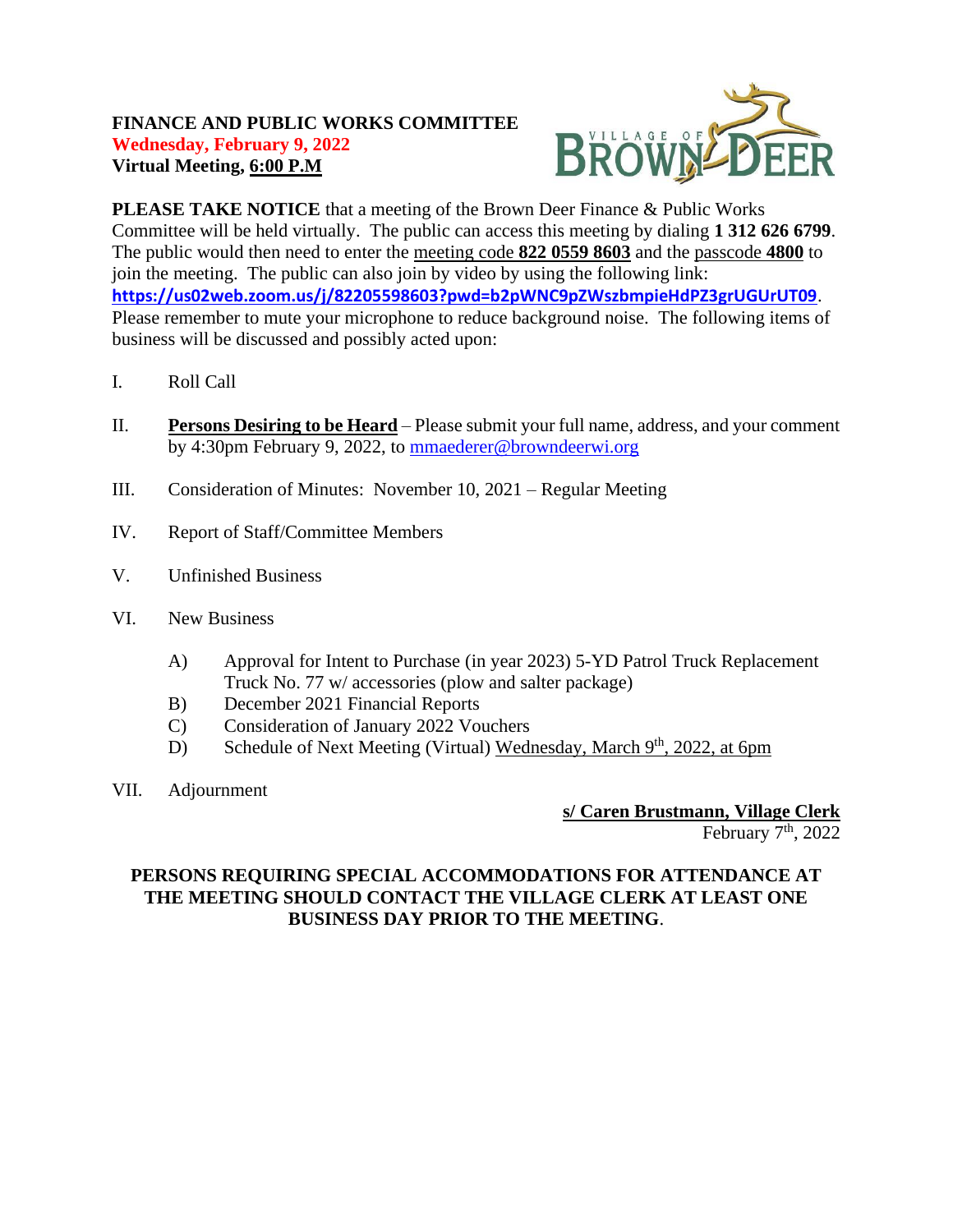**FINANCE AND PUBLIC WORKS COMMITTEE**
**Wednesday, February 9, 2022**
**Virtual Meeting, 6:00 P.M**

**PLEASE TAKE NOTICE** that a meeting of the Brown Deer Finance & Public Works Committee will be held virtually. The public can access this meeting by dialing **1 312 626 6799**. The public would then need to enter the meeting code **822 0559 8603** and the passcode **4800** to join the meeting. The public can also join by video by using the following link: **https://us02web.zoom.us/j/82205598603?pwd=b2pWNC9pZWszbmpieHdPZ3grUGUrUT09**. Please remember to mute your microphone to reduce background noise. The following items of business will be discussed and possibly acted upon:

I. Roll Call

II. **Persons Desiring to be Heard** – Please submit your full name, address, and your comment by 4:30pm February 9, 2022, to mmaederer@browndeerwi.org

III. Consideration of Minutes: November 10, 2021 – Regular Meeting

IV. Report of Staff/Committee Members

V. Unfinished Business

VI. New Business

- A) Approval for Intent to Purchase (in year 2023) 5-YD Patrol Truck Replacement Truck No. 77 w/ accessories (plow and salter package)
- B) December 2021 Financial Reports
- C) Consideration of January 2022 Vouchers
- D) Schedule of Next Meeting (Virtual) Wednesday, March 9th, 2022, at 6pm

VII. Adjournment

**s/ Caren Brustmann, Village Clerk**
February 7th, 2022

**PERSONS REQUIRING SPECIAL ACCOMMODATIONS FOR ATTENDANCE AT THE MEETING SHOULD CONTACT THE VILLAGE CLERK AT LEAST ONE BUSINESS DAY PRIOR TO THE MEETING.**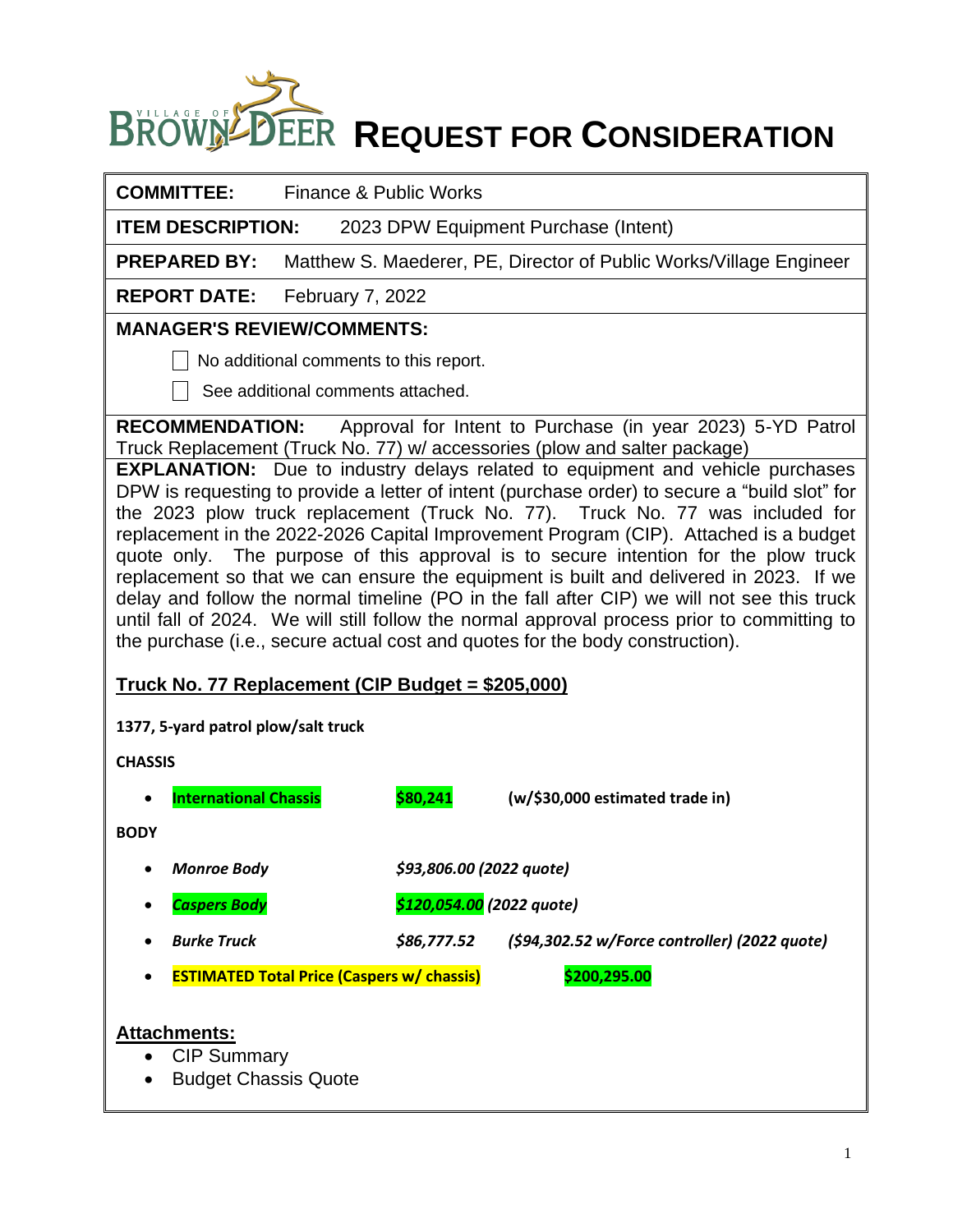# Village of Brown Deer REQUEST FOR CONSIDERATION

**COMMITTEE:** Finance & Public Works

**ITEM DESCRIPTION:** 2023 DPW Equipment Purchase (Intent)

**PREPARED BY:** Matthew S. Maederer, PE, Director of Public Works/Village Engineer

**REPORT DATE:** February 7, 2022

**MANAGER'S REVIEW/COMMENTS:**

- [ ] No additional comments to this report.
- [ ] See additional comments attached.

**RECOMMENDATION:** Approval for Intent to Purchase (in year 2023) 5-YD Patrol Truck Replacement (Truck No. 77) w/ accessories (plow and salter package)

**EXPLANATION:** Due to industry delays related to equipment and vehicle purchases DPW is requesting to provide a letter of intent (purchase order) to secure a "build slot" for the 2023 plow truck replacement (Truck No. 77). Truck No. 77 was included for replacement in the 2022-2026 Capital Improvement Program (CIP). Attached is a budget quote only. The purpose of this approval is to secure intention for the plow truck replacement so that we can ensure the equipment is built and delivered in 2023. If we delay and follow the normal timeline (PO in the fall after CIP) we will not see this truck until fall of 2024. We will still follow the normal approval process prior to committing to the purchase (i.e., secure actual cost and quotes for the body construction).

## Truck No. 77 Replacement (CIP Budget = $205,000)

**1377, 5-yard patrol plow/salt truck**

**CHASSIS**

- **International Chassis** — **$80,241** — **(w/$30,000 estimated trade in)**

**BODY**

- ***Monroe Body*** — ***$93,806.00 (2022 quote)***
- ***Caspers Body*** — ***$120,054.00 (2022 quote)***
- ***Burke Truck*** — ***$86,777.52*** — ***($94,302.52 w/Force controller) (2022 quote)***
- **ESTIMATED Total Price (Caspers w/ chassis)** — **$200,295.00**

## Attachments:

- CIP Summary
- Budget Chassis Quote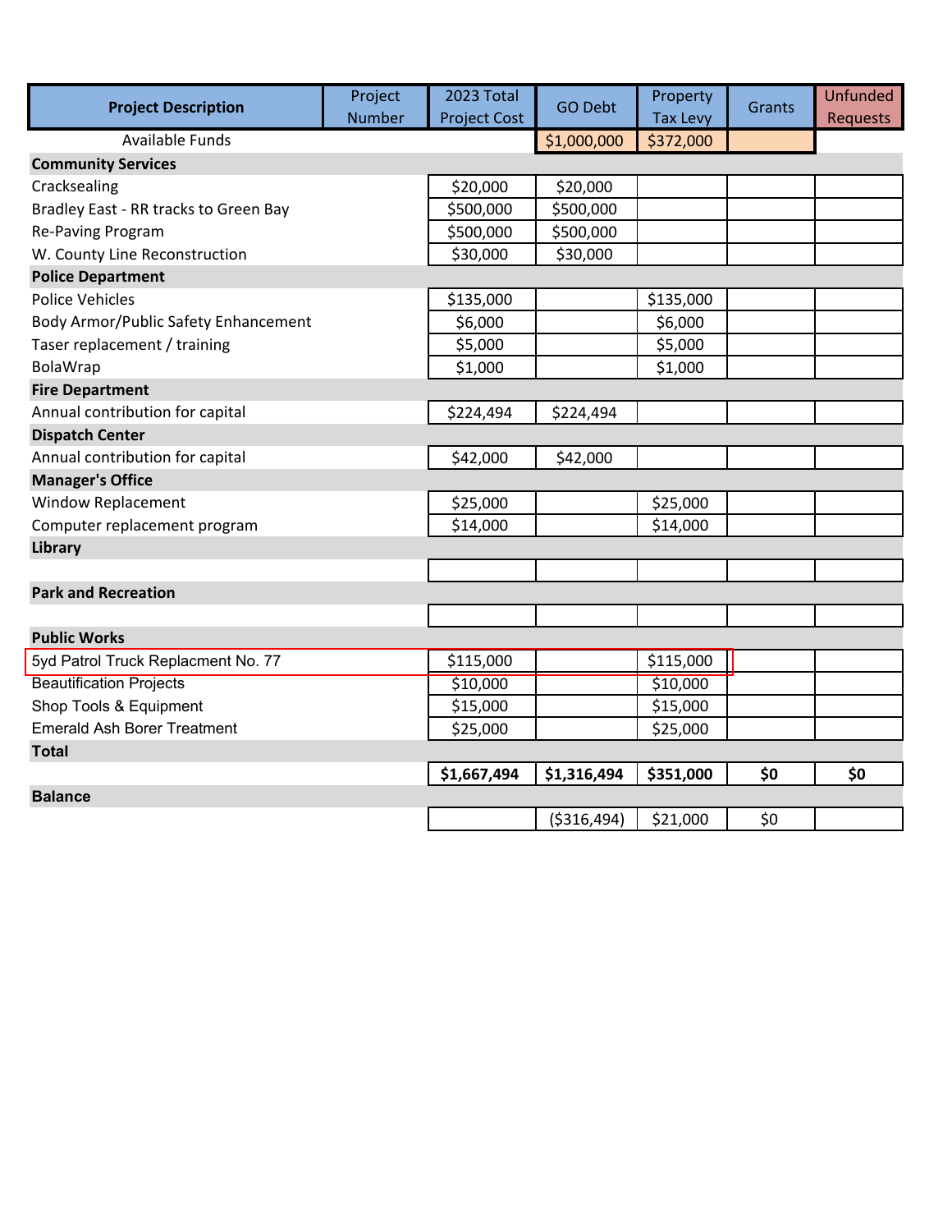| Project Description | Project Number | 2023 Total Project Cost | GO Debt | Property Tax Levy | Grants | Unfunded Requests |
|---|---|---|---|---|---|---|
| Available Funds | | | $1,000,000 | $372,000 | | |
| **Community Services** | | | | | | |
| Cracksealing | | $20,000 | $20,000 | | | |
| Bradley East - RR tracks to Green Bay | | $500,000 | $500,000 | | | |
| Re-Paving Program | | $500,000 | $500,000 | | | |
| W. County Line Reconstruction | | $30,000 | $30,000 | | | |
| **Police Department** | | | | | | |
| Police Vehicles | | $135,000 | | $135,000 | | |
| Body Armor/Public Safety Enhancement | | $6,000 | | $6,000 | | |
| Taser replacement / training | | $5,000 | | $5,000 | | |
| BolaWrap | | $1,000 | | $1,000 | | |
| **Fire Department** | | | | | | |
| Annual contribution for capital | | $224,494 | $224,494 | | | |
| **Dispatch Center** | | | | | | |
| Annual contribution for capital | | $42,000 | $42,000 | | | |
| **Manager's Office** | | | | | | |
| Window Replacement | | $25,000 | | $25,000 | | |
| Computer replacement program | | $14,000 | | $14,000 | | |
| **Library** | | | | | | |
| | | | | | | |
| **Park and Recreation** | | | | | | |
| | | | | | | |
| **Public Works** | | | | | | |
| 5yd Patrol Truck Replacment No. 77 | | $115,000 | | $115,000 | | |
| Beautification Projects | | $10,000 | | $10,000 | | |
| Shop Tools & Equipment | | $15,000 | | $15,000 | | |
| Emerald Ash Borer Treatment | | $25,000 | | $25,000 | | |
| **Total** | | | | | | |
| | | **$1,667,494** | **$1,316,494** | **$351,000** | **$0** | **$0** |
| **Balance** | | | | | | |
| | | | ($316,494) | $21,000 | $0 | |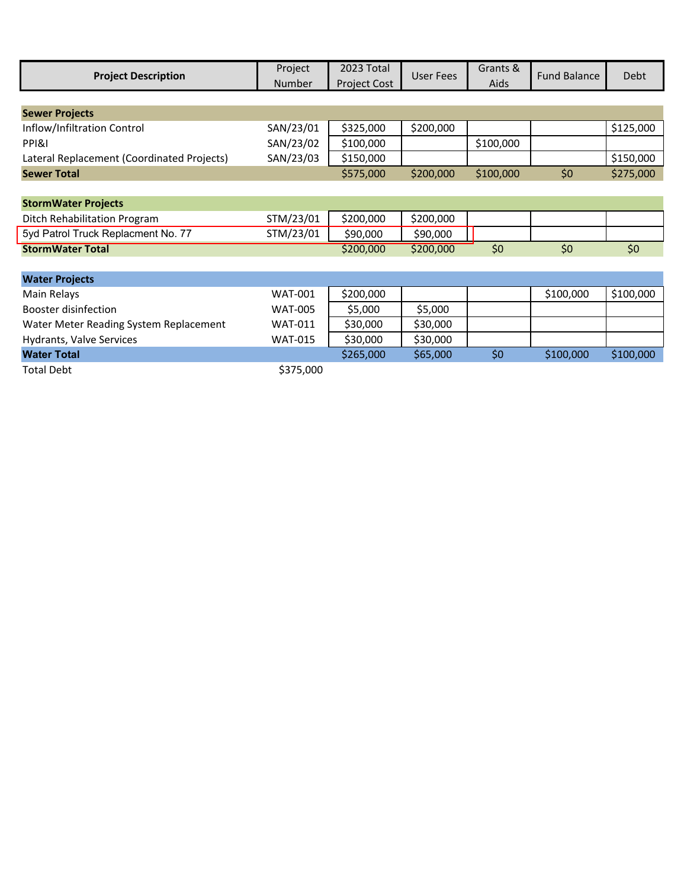| Project Description | Project Number | 2023 Total Project Cost | User Fees | Grants & Aids | Fund Balance | Debt |
|---|---|---|---|---|---|---|
| **Sewer Projects** | | | | | | |
| Inflow/Infiltration Control | SAN/23/01 | $325,000 | $200,000 | | | $125,000 |
| PPI&I | SAN/23/02 | $100,000 | | $100,000 | | |
| Lateral Replacement (Coordinated Projects) | SAN/23/03 | $150,000 | | | | $150,000 |
| **Sewer Total** | | $575,000 | $200,000 | $100,000 | $0 | $275,000 |
| **StormWater Projects** | | | | | | |
| Ditch Rehabilitation Program | STM/23/01 | $200,000 | $200,000 | | | |
| 5yd Patrol Truck Replacment No. 77 | STM/23/01 | $90,000 | $90,000 | | | |
| **StormWater Total** | | $200,000 | $200,000 | $0 | $0 | $0 |
| **Water Projects** | | | | | | |
| Main Relays | WAT-001 | $200,000 | | | $100,000 | $100,000 |
| Booster disinfection | WAT-005 | $5,000 | $5,000 | | | |
| Water Meter Reading System Replacement | WAT-011 | $30,000 | $30,000 | | | |
| Hydrants, Valve Services | WAT-015 | $30,000 | $30,000 | | | |
| **Water Total** | | $265,000 | $65,000 | $0 | $100,000 | $100,000 |
| Total Debt | $375,000 | | | | | |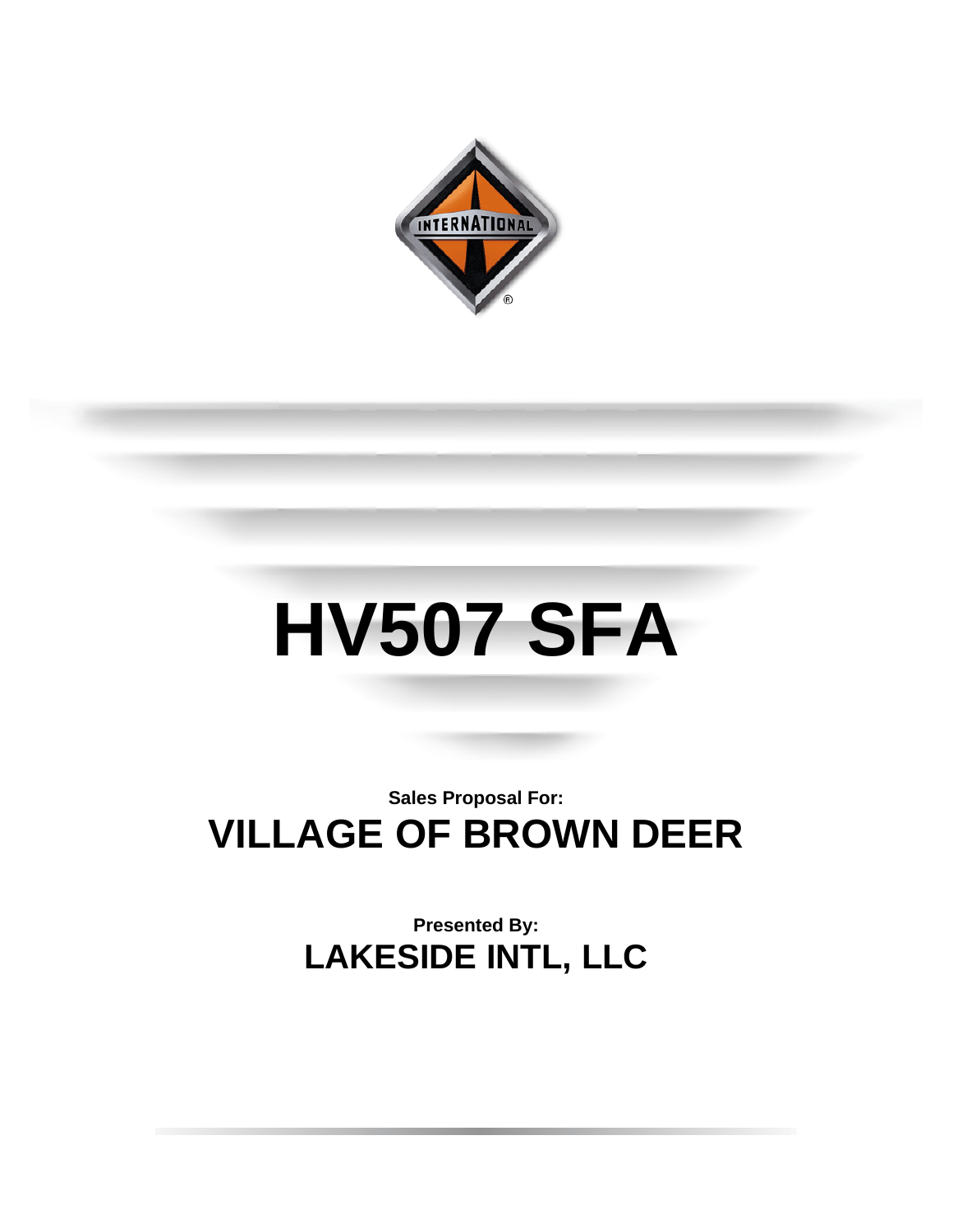# HV507 SFA

**Sales Proposal For:**

## VILLAGE OF BROWN DEER

**Presented By:**

## LAKESIDE INTL, LLC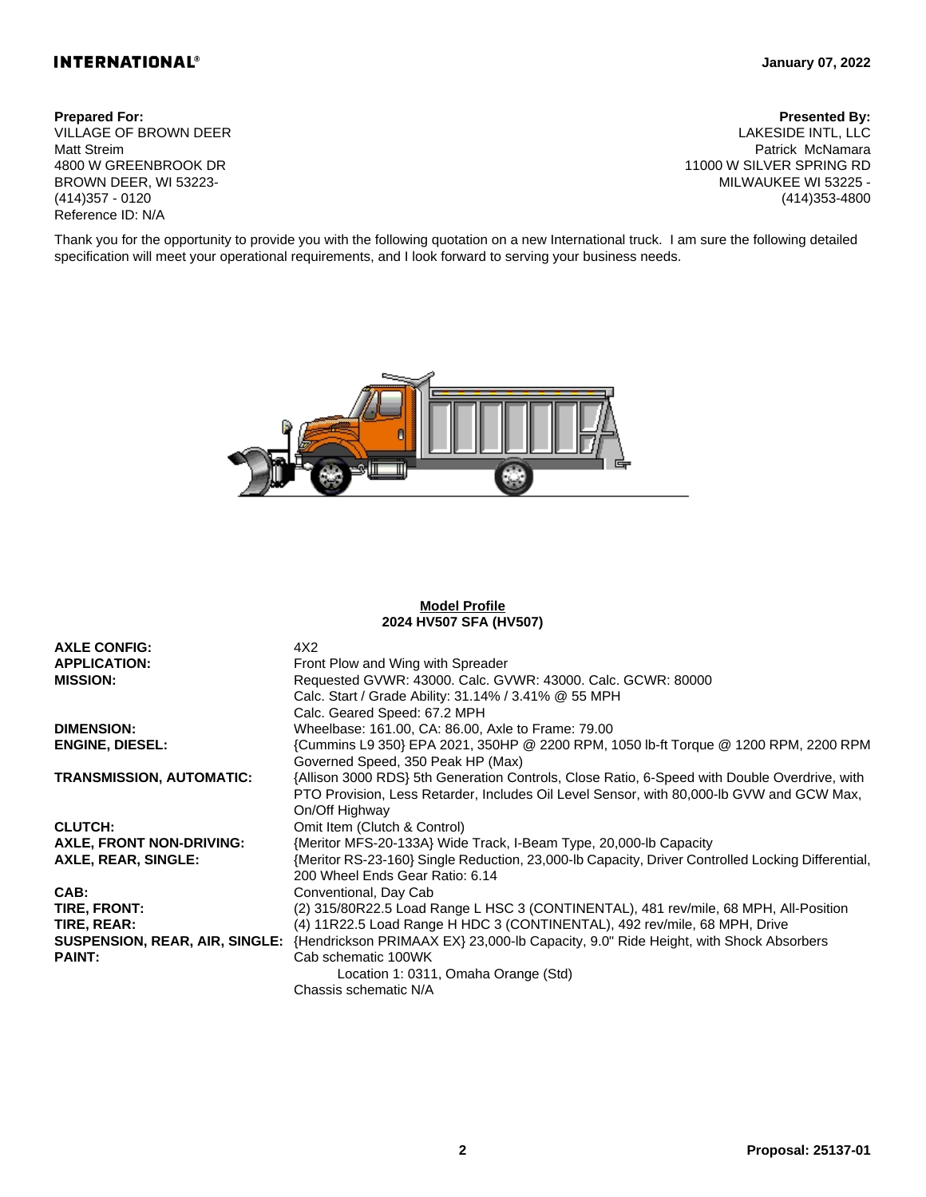**INTERNATIONAL®** January 07, 2022

**Prepared For:**
VILLAGE OF BROWN DEER
Matt Streim
4800 W GREENBROOK DR
BROWN DEER, WI 53223-
(414)357 - 0120
Reference ID: N/A

**Presented By:**
LAKESIDE INTL, LLC
Patrick McNamara
11000 W SILVER SPRING RD
MILWAUKEE WI 53225 -
(414)353-4800

Thank you for the opportunity to provide you with the following quotation on a new International truck. I am sure the following detailed specification will meet your operational requirements, and I look forward to serving your business needs.

## Model Profile
**2024 HV507 SFA (HV507)**

| | |
|---|---|
| **AXLE CONFIG:** | 4X2 |
| **APPLICATION:** | Front Plow and Wing with Spreader |
| **MISSION:** | Requested GVWR: 43000. Calc. GVWR: 43000. Calc. GCWR: 80000<br>Calc. Start / Grade Ability: 31.14% / 3.41% @ 55 MPH<br>Calc. Geared Speed: 67.2 MPH |
| **DIMENSION:** | Wheelbase: 161.00, CA: 86.00, Axle to Frame: 79.00 |
| **ENGINE, DIESEL:** | {Cummins L9 350} EPA 2021, 350HP @ 2200 RPM, 1050 lb-ft Torque @ 1200 RPM, 2200 RPM Governed Speed, 350 Peak HP (Max) |
| **TRANSMISSION, AUTOMATIC:** | {Allison 3000 RDS} 5th Generation Controls, Close Ratio, 6-Speed with Double Overdrive, with PTO Provision, Less Retarder, Includes Oil Level Sensor, with 80,000-lb GVW and GCW Max, On/Off Highway |
| **CLUTCH:** | Omit Item (Clutch & Control) |
| **AXLE, FRONT NON-DRIVING:** | {Meritor MFS-20-133A} Wide Track, I-Beam Type, 20,000-lb Capacity |
| **AXLE, REAR, SINGLE:** | {Meritor RS-23-160} Single Reduction, 23,000-lb Capacity, Driver Controlled Locking Differential, 200 Wheel Ends Gear Ratio: 6.14 |
| **CAB:** | Conventional, Day Cab |
| **TIRE, FRONT:** | (2) 315/80R22.5 Load Range L HSC 3 (CONTINENTAL), 481 rev/mile, 68 MPH, All-Position |
| **TIRE, REAR:** | (4) 11R22.5 Load Range H HDC 3 (CONTINENTAL), 492 rev/mile, 68 MPH, Drive |
| **SUSPENSION, REAR, AIR, SINGLE:** | {Hendrickson PRIMAAX EX} 23,000-lb Capacity, 9.0" Ride Height, with Shock Absorbers |
| **PAINT:** | Cab schematic 100WK<br>Location 1: 0311, Omaha Orange (Std)<br>Chassis schematic N/A |

Proposal: 25137-01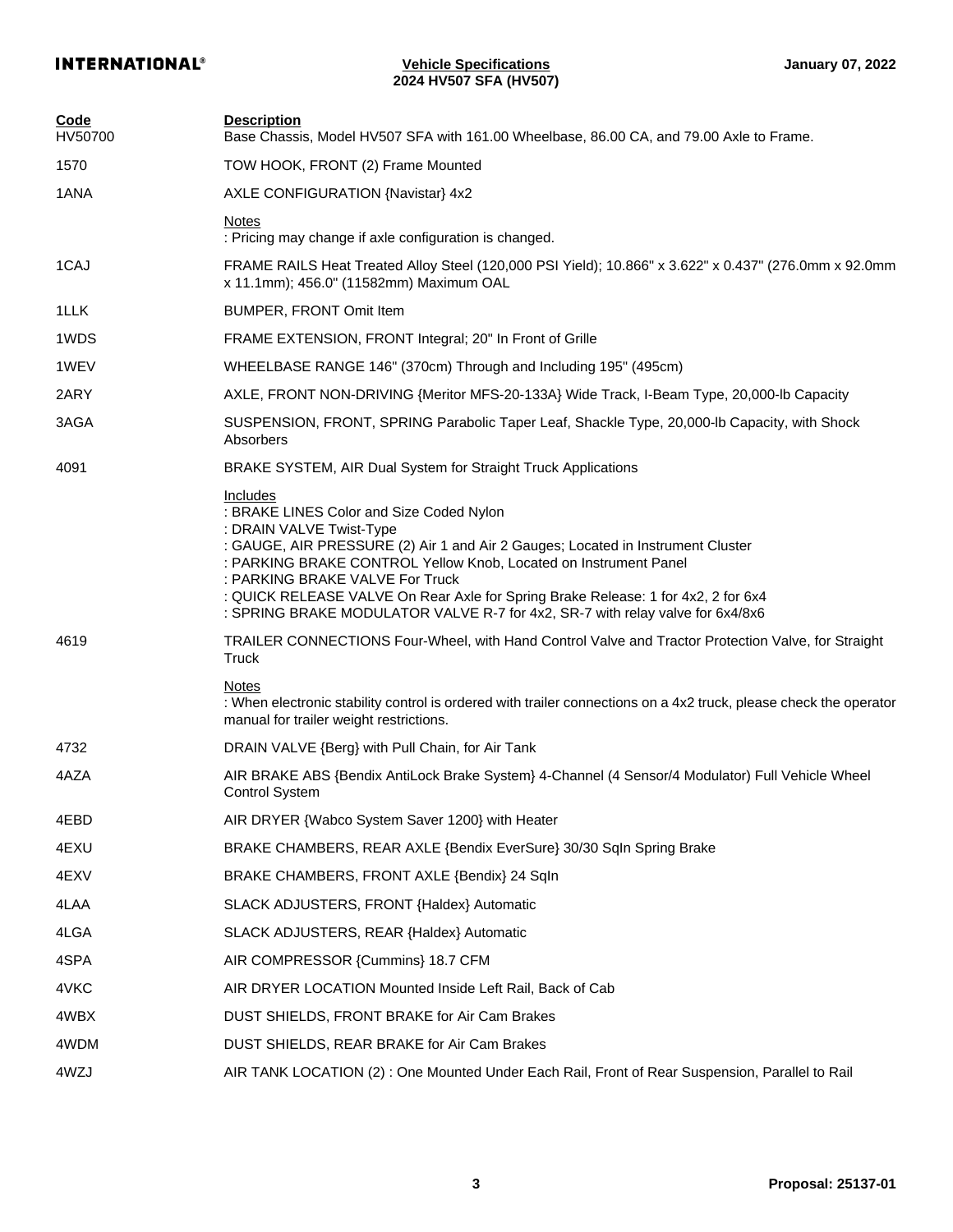| Code | Description |
|---|---|
| HV50700 | Base Chassis, Model HV507 SFA with 161.00 Wheelbase, 86.00 CA, and 79.00 Axle to Frame. |
| 1570 | TOW HOOK, FRONT (2) Frame Mounted |
| 1ANA | AXLE CONFIGURATION {Navistar} 4x2 |
| | Notes<br>: Pricing may change if axle configuration is changed. |
| 1CAJ | FRAME RAILS Heat Treated Alloy Steel (120,000 PSI Yield); 10.866" x 3.622" x 0.437" (276.0mm x 92.0mm x 11.1mm); 456.0" (11582mm) Maximum OAL |
| 1LLK | BUMPER, FRONT Omit Item |
| 1WDS | FRAME EXTENSION, FRONT Integral; 20" In Front of Grille |
| 1WEV | WHEELBASE RANGE 146" (370cm) Through and Including 195" (495cm) |
| 2ARY | AXLE, FRONT NON-DRIVING {Meritor MFS-20-133A} Wide Track, I-Beam Type, 20,000-lb Capacity |
| 3AGA | SUSPENSION, FRONT, SPRING Parabolic Taper Leaf, Shackle Type, 20,000-lb Capacity, with Shock Absorbers |
| 4091 | BRAKE SYSTEM, AIR Dual System for Straight Truck Applications |
| | Includes<br>: BRAKE LINES Color and Size Coded Nylon<br>: DRAIN VALVE Twist-Type<br>: GAUGE, AIR PRESSURE (2) Air 1 and Air 2 Gauges; Located in Instrument Cluster<br>: PARKING BRAKE CONTROL Yellow Knob, Located on Instrument Panel<br>: PARKING BRAKE VALVE For Truck<br>: QUICK RELEASE VALVE On Rear Axle for Spring Brake Release: 1 for 4x2, 2 for 6x4<br>: SPRING BRAKE MODULATOR VALVE R-7 for 4x2, SR-7 with relay valve for 6x4/8x6 |
| 4619 | TRAILER CONNECTIONS Four-Wheel, with Hand Control Valve and Tractor Protection Valve, for Straight Truck |
| | Notes<br>: When electronic stability control is ordered with trailer connections on a 4x2 truck, please check the operator manual for trailer weight restrictions. |
| 4732 | DRAIN VALVE {Berg} with Pull Chain, for Air Tank |
| 4AZA | AIR BRAKE ABS {Bendix AntiLock Brake System} 4-Channel (4 Sensor/4 Modulator) Full Vehicle Wheel Control System |
| 4EBD | AIR DRYER {Wabco System Saver 1200} with Heater |
| 4EXU | BRAKE CHAMBERS, REAR AXLE {Bendix EverSure} 30/30 SqIn Spring Brake |
| 4EXV | BRAKE CHAMBERS, FRONT AXLE {Bendix} 24 SqIn |
| 4LAA | SLACK ADJUSTERS, FRONT {Haldex} Automatic |
| 4LGA | SLACK ADJUSTERS, REAR {Haldex} Automatic |
| 4SPA | AIR COMPRESSOR {Cummins} 18.7 CFM |
| 4VKC | AIR DRYER LOCATION Mounted Inside Left Rail, Back of Cab |
| 4WBX | DUST SHIELDS, FRONT BRAKE for Air Cam Brakes |
| 4WDM | DUST SHIELDS, REAR BRAKE for Air Cam Brakes |
| 4WZJ | AIR TANK LOCATION (2) : One Mounted Under Each Rail, Front of Rear Suspension, Parallel to Rail |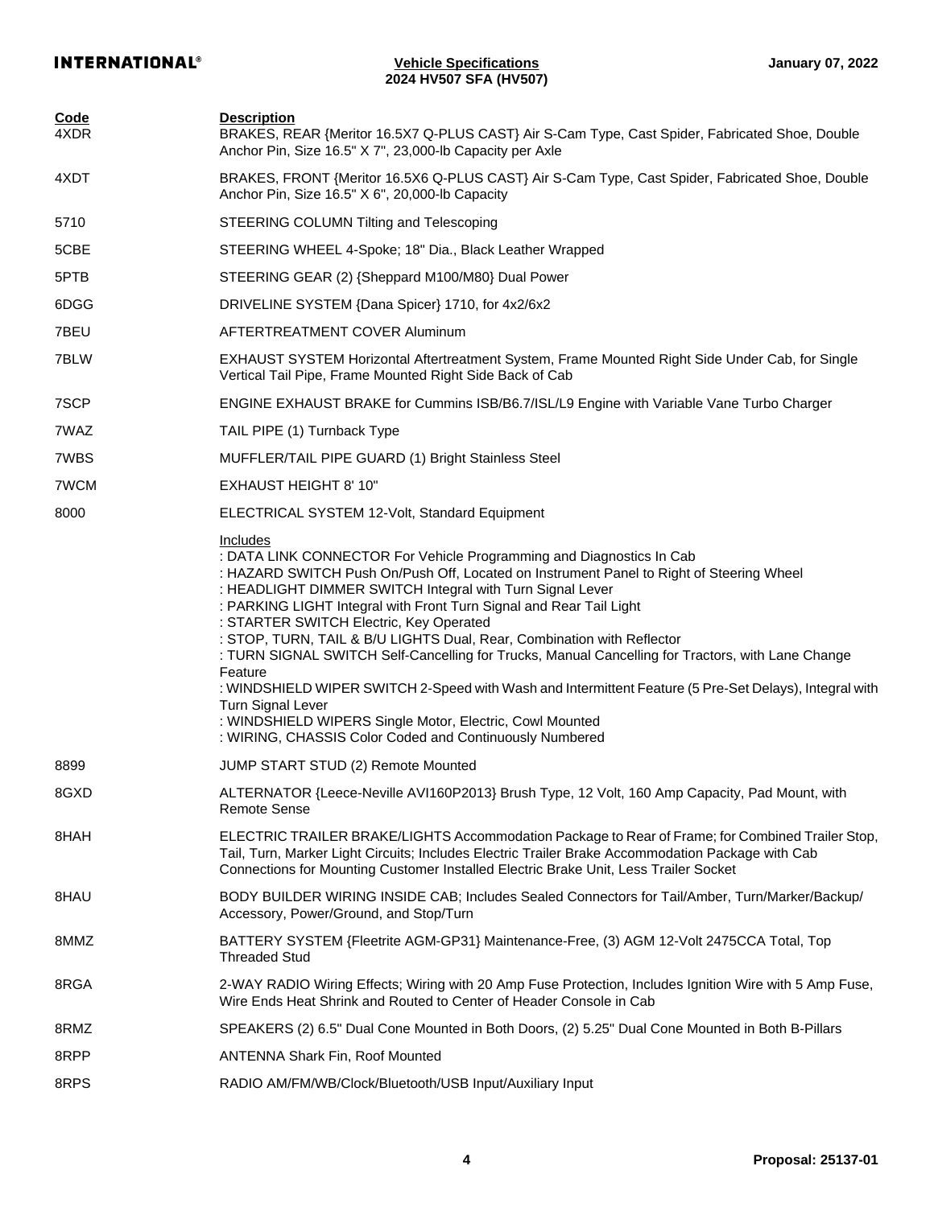| Code | Description |
|---|---|
| 4XDR | BRAKES, REAR {Meritor 16.5X7 Q-PLUS CAST} Air S-Cam Type, Cast Spider, Fabricated Shoe, Double Anchor Pin, Size 16.5" X 7", 23,000-lb Capacity per Axle |
| 4XDT | BRAKES, FRONT {Meritor 16.5X6 Q-PLUS CAST} Air S-Cam Type, Cast Spider, Fabricated Shoe, Double Anchor Pin, Size 16.5" X 6", 20,000-lb Capacity |
| 5710 | STEERING COLUMN Tilting and Telescoping |
| 5CBE | STEERING WHEEL 4-Spoke; 18" Dia., Black Leather Wrapped |
| 5PTB | STEERING GEAR (2) {Sheppard M100/M80} Dual Power |
| 6DGG | DRIVELINE SYSTEM {Dana Spicer} 1710, for 4x2/6x2 |
| 7BEU | AFTERTREATMENT COVER Aluminum |
| 7BLW | EXHAUST SYSTEM Horizontal Aftertreatment System, Frame Mounted Right Side Under Cab, for Single Vertical Tail Pipe, Frame Mounted Right Side Back of Cab |
| 7SCP | ENGINE EXHAUST BRAKE for Cummins ISB/B6.7/ISL/L9 Engine with Variable Vane Turbo Charger |
| 7WAZ | TAIL PIPE (1) Turnback Type |
| 7WBS | MUFFLER/TAIL PIPE GUARD (1) Bright Stainless Steel |
| 7WCM | EXHAUST HEIGHT 8' 10" |
| 8000 | ELECTRICAL SYSTEM 12-Volt, Standard Equipment<br><br>Includes<br>: DATA LINK CONNECTOR For Vehicle Programming and Diagnostics In Cab<br>: HAZARD SWITCH Push On/Push Off, Located on Instrument Panel to Right of Steering Wheel<br>: HEADLIGHT DIMMER SWITCH Integral with Turn Signal Lever<br>: PARKING LIGHT Integral with Front Turn Signal and Rear Tail Light<br>: STARTER SWITCH Electric, Key Operated<br>: STOP, TURN, TAIL & B/U LIGHTS Dual, Rear, Combination with Reflector<br>: TURN SIGNAL SWITCH Self-Cancelling for Trucks, Manual Cancelling for Tractors, with Lane Change Feature<br>: WINDSHIELD WIPER SWITCH 2-Speed with Wash and Intermittent Feature (5 Pre-Set Delays), Integral with Turn Signal Lever<br>: WINDSHIELD WIPERS Single Motor, Electric, Cowl Mounted<br>: WIRING, CHASSIS Color Coded and Continuously Numbered |
| 8899 | JUMP START STUD (2) Remote Mounted |
| 8GXD | ALTERNATOR {Leece-Neville AVI160P2013} Brush Type, 12 Volt, 160 Amp Capacity, Pad Mount, with Remote Sense |
| 8HAH | ELECTRIC TRAILER BRAKE/LIGHTS Accommodation Package to Rear of Frame; for Combined Trailer Stop, Tail, Turn, Marker Light Circuits; Includes Electric Trailer Brake Accommodation Package with Cab Connections for Mounting Customer Installed Electric Brake Unit, Less Trailer Socket |
| 8HAU | BODY BUILDER WIRING INSIDE CAB; Includes Sealed Connectors for Tail/Amber, Turn/Marker/Backup/ Accessory, Power/Ground, and Stop/Turn |
| 8MMZ | BATTERY SYSTEM {Fleetrite AGM-GP31} Maintenance-Free, (3) AGM 12-Volt 2475CCA Total, Top Threaded Stud |
| 8RGA | 2-WAY RADIO Wiring Effects; Wiring with 20 Amp Fuse Protection, Includes Ignition Wire with 5 Amp Fuse, Wire Ends Heat Shrink and Routed to Center of Header Console in Cab |
| 8RMZ | SPEAKERS (2) 6.5" Dual Cone Mounted in Both Doors, (2) 5.25" Dual Cone Mounted in Both B-Pillars |
| 8RPP | ANTENNA Shark Fin, Roof Mounted |
| 8RPS | RADIO AM/FM/WB/Clock/Bluetooth/USB Input/Auxiliary Input |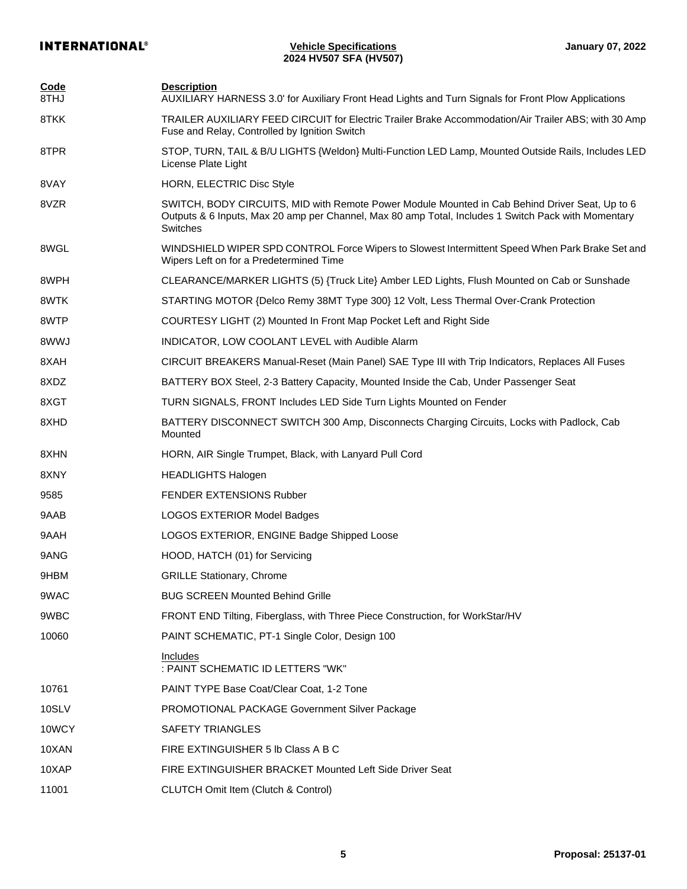| Code | Description |
|---|---|
| 8THJ | AUXILIARY HARNESS 3.0' for Auxiliary Front Head Lights and Turn Signals for Front Plow Applications |
| 8TKK | TRAILER AUXILIARY FEED CIRCUIT for Electric Trailer Brake Accommodation/Air Trailer ABS; with 30 Amp Fuse and Relay, Controlled by Ignition Switch |
| 8TPR | STOP, TURN, TAIL & B/U LIGHTS {Weldon} Multi-Function LED Lamp, Mounted Outside Rails, Includes LED License Plate Light |
| 8VAY | HORN, ELECTRIC Disc Style |
| 8VZR | SWITCH, BODY CIRCUITS, MID with Remote Power Module Mounted in Cab Behind Driver Seat, Up to 6 Outputs & 6 Inputs, Max 20 amp per Channel, Max 80 amp Total, Includes 1 Switch Pack with Momentary Switches |
| 8WGL | WINDSHIELD WIPER SPD CONTROL Force Wipers to Slowest Intermittent Speed When Park Brake Set and Wipers Left on for a Predetermined Time |
| 8WPH | CLEARANCE/MARKER LIGHTS (5) {Truck Lite} Amber LED Lights, Flush Mounted on Cab or Sunshade |
| 8WTK | STARTING MOTOR {Delco Remy 38MT Type 300} 12 Volt, Less Thermal Over-Crank Protection |
| 8WTP | COURTESY LIGHT (2) Mounted In Front Map Pocket Left and Right Side |
| 8WWJ | INDICATOR, LOW COOLANT LEVEL with Audible Alarm |
| 8XAH | CIRCUIT BREAKERS Manual-Reset (Main Panel) SAE Type III with Trip Indicators, Replaces All Fuses |
| 8XDZ | BATTERY BOX Steel, 2-3 Battery Capacity, Mounted Inside the Cab, Under Passenger Seat |
| 8XGT | TURN SIGNALS, FRONT Includes LED Side Turn Lights Mounted on Fender |
| 8XHD | BATTERY DISCONNECT SWITCH 300 Amp, Disconnects Charging Circuits, Locks with Padlock, Cab Mounted |
| 8XHN | HORN, AIR Single Trumpet, Black, with Lanyard Pull Cord |
| 8XNY | HEADLIGHTS Halogen |
| 9585 | FENDER EXTENSIONS Rubber |
| 9AAB | LOGOS EXTERIOR Model Badges |
| 9AAH | LOGOS EXTERIOR, ENGINE Badge Shipped Loose |
| 9ANG | HOOD, HATCH (01) for Servicing |
| 9HBM | GRILLE Stationary, Chrome |
| 9WAC | BUG SCREEN Mounted Behind Grille |
| 9WBC | FRONT END Tilting, Fiberglass, with Three Piece Construction, for WorkStar/HV |
| 10060 | PAINT SCHEMATIC, PT-1 Single Color, Design 100<br><br>Includes<br>: PAINT SCHEMATIC ID LETTERS "WK" |
| 10761 | PAINT TYPE Base Coat/Clear Coat, 1-2 Tone |
| 10SLV | PROMOTIONAL PACKAGE Government Silver Package |
| 10WCY | SAFETY TRIANGLES |
| 10XAN | FIRE EXTINGUISHER 5 lb Class A B C |
| 10XAP | FIRE EXTINGUISHER BRACKET Mounted Left Side Driver Seat |
| 11001 | CLUTCH Omit Item (Clutch & Control) |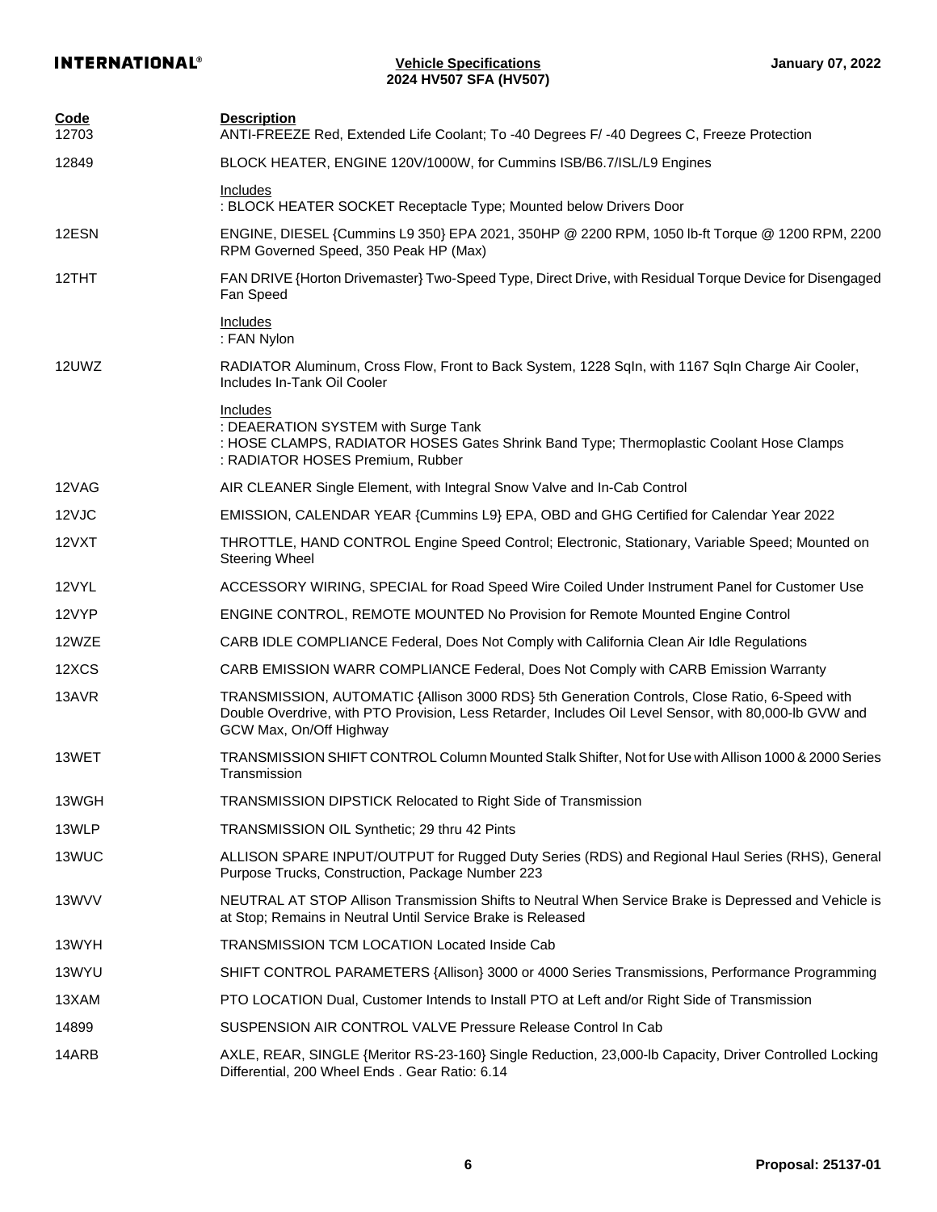| Code | Description |
|---|---|
| 12703 | ANTI-FREEZE Red, Extended Life Coolant; To -40 Degrees F/ -40 Degrees C, Freeze Protection |
| 12849 | BLOCK HEATER, ENGINE 120V/1000W, for Cummins ISB/B6.7/ISL/L9 Engines<br><br>Includes<br>: BLOCK HEATER SOCKET Receptacle Type; Mounted below Drivers Door |
| 12ESN | ENGINE, DIESEL {Cummins L9 350} EPA 2021, 350HP @ 2200 RPM, 1050 lb-ft Torque @ 1200 RPM, 2200 RPM Governed Speed, 350 Peak HP (Max) |
| 12THT | FAN DRIVE {Horton Drivemaster} Two-Speed Type, Direct Drive, with Residual Torque Device for Disengaged Fan Speed<br><br>Includes<br>: FAN Nylon |
| 12UWZ | RADIATOR Aluminum, Cross Flow, Front to Back System, 1228 SqIn, with 1167 SqIn Charge Air Cooler, Includes In-Tank Oil Cooler<br><br>Includes<br>: DEAERATION SYSTEM with Surge Tank<br>: HOSE CLAMPS, RADIATOR HOSES Gates Shrink Band Type; Thermoplastic Coolant Hose Clamps<br>: RADIATOR HOSES Premium, Rubber |
| 12VAG | AIR CLEANER Single Element, with Integral Snow Valve and In-Cab Control |
| 12VJC | EMISSION, CALENDAR YEAR {Cummins L9} EPA, OBD and GHG Certified for Calendar Year 2022 |
| 12VXT | THROTTLE, HAND CONTROL Engine Speed Control; Electronic, Stationary, Variable Speed; Mounted on Steering Wheel |
| 12VYL | ACCESSORY WIRING, SPECIAL for Road Speed Wire Coiled Under Instrument Panel for Customer Use |
| 12VYP | ENGINE CONTROL, REMOTE MOUNTED No Provision for Remote Mounted Engine Control |
| 12WZE | CARB IDLE COMPLIANCE Federal, Does Not Comply with California Clean Air Idle Regulations |
| 12XCS | CARB EMISSION WARR COMPLIANCE Federal, Does Not Comply with CARB Emission Warranty |
| 13AVR | TRANSMISSION, AUTOMATIC {Allison 3000 RDS} 5th Generation Controls, Close Ratio, 6-Speed with Double Overdrive, with PTO Provision, Less Retarder, Includes Oil Level Sensor, with 80,000-lb GVW and GCW Max, On/Off Highway |
| 13WET | TRANSMISSION SHIFT CONTROL Column Mounted Stalk Shifter, Not for Use with Allison 1000 & 2000 Series Transmission |
| 13WGH | TRANSMISSION DIPSTICK Relocated to Right Side of Transmission |
| 13WLP | TRANSMISSION OIL Synthetic; 29 thru 42 Pints |
| 13WUC | ALLISON SPARE INPUT/OUTPUT for Rugged Duty Series (RDS) and Regional Haul Series (RHS), General Purpose Trucks, Construction, Package Number 223 |
| 13WVV | NEUTRAL AT STOP Allison Transmission Shifts to Neutral When Service Brake is Depressed and Vehicle is at Stop; Remains in Neutral Until Service Brake is Released |
| 13WYH | TRANSMISSION TCM LOCATION Located Inside Cab |
| 13WYU | SHIFT CONTROL PARAMETERS {Allison} 3000 or 4000 Series Transmissions, Performance Programming |
| 13XAM | PTO LOCATION Dual, Customer Intends to Install PTO at Left and/or Right Side of Transmission |
| 14899 | SUSPENSION AIR CONTROL VALVE Pressure Release Control In Cab |
| 14ARB | AXLE, REAR, SINGLE {Meritor RS-23-160} Single Reduction, 23,000-lb Capacity, Driver Controlled Locking Differential, 200 Wheel Ends . Gear Ratio: 6.14 |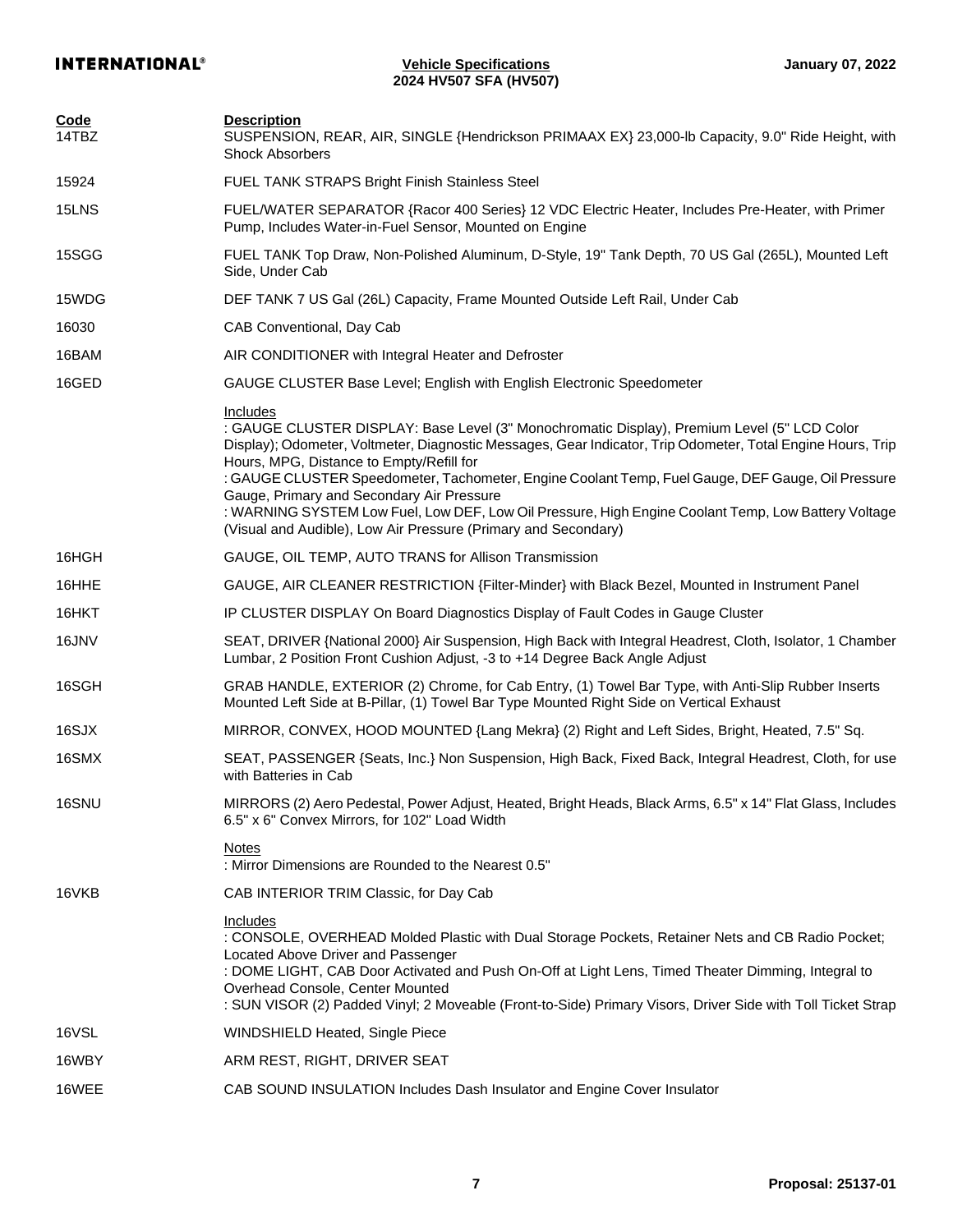| Code | Description |
|---|---|
| 14TBZ | SUSPENSION, REAR, AIR, SINGLE {Hendrickson PRIMAAX EX} 23,000-lb Capacity, 9.0" Ride Height, with Shock Absorbers |
| 15924 | FUEL TANK STRAPS Bright Finish Stainless Steel |
| 15LNS | FUEL/WATER SEPARATOR {Racor 400 Series} 12 VDC Electric Heater, Includes Pre-Heater, with Primer Pump, Includes Water-in-Fuel Sensor, Mounted on Engine |
| 15SGG | FUEL TANK Top Draw, Non-Polished Aluminum, D-Style, 19" Tank Depth, 70 US Gal (265L), Mounted Left Side, Under Cab |
| 15WDG | DEF TANK 7 US Gal (26L) Capacity, Frame Mounted Outside Left Rail, Under Cab |
| 16030 | CAB Conventional, Day Cab |
| 16BAM | AIR CONDITIONER with Integral Heater and Defroster |
| 16GED | GAUGE CLUSTER Base Level; English with English Electronic Speedometer |
| | Includes<br>: GAUGE CLUSTER DISPLAY: Base Level (3" Monochromatic Display), Premium Level (5" LCD Color Display); Odometer, Voltmeter, Diagnostic Messages, Gear Indicator, Trip Odometer, Total Engine Hours, Trip Hours, MPG, Distance to Empty/Refill for<br>: GAUGE CLUSTER Speedometer, Tachometer, Engine Coolant Temp, Fuel Gauge, DEF Gauge, Oil Pressure Gauge, Primary and Secondary Air Pressure<br>: WARNING SYSTEM Low Fuel, Low DEF, Low Oil Pressure, High Engine Coolant Temp, Low Battery Voltage (Visual and Audible), Low Air Pressure (Primary and Secondary) |
| 16HGH | GAUGE, OIL TEMP, AUTO TRANS for Allison Transmission |
| 16HHE | GAUGE, AIR CLEANER RESTRICTION {Filter-Minder} with Black Bezel, Mounted in Instrument Panel |
| 16HKT | IP CLUSTER DISPLAY On Board Diagnostics Display of Fault Codes in Gauge Cluster |
| 16JNV | SEAT, DRIVER {National 2000} Air Suspension, High Back with Integral Headrest, Cloth, Isolator, 1 Chamber Lumbar, 2 Position Front Cushion Adjust, -3 to +14 Degree Back Angle Adjust |
| 16SGH | GRAB HANDLE, EXTERIOR (2) Chrome, for Cab Entry, (1) Towel Bar Type, with Anti-Slip Rubber Inserts Mounted Left Side at B-Pillar, (1) Towel Bar Type Mounted Right Side on Vertical Exhaust |
| 16SJX | MIRROR, CONVEX, HOOD MOUNTED {Lang Mekra} (2) Right and Left Sides, Bright, Heated, 7.5" Sq. |
| 16SMX | SEAT, PASSENGER {Seats, Inc.} Non Suspension, High Back, Fixed Back, Integral Headrest, Cloth, for use with Batteries in Cab |
| 16SNU | MIRRORS (2) Aero Pedestal, Power Adjust, Heated, Bright Heads, Black Arms, 6.5" x 14" Flat Glass, Includes 6.5" x 6" Convex Mirrors, for 102" Load Width |
| | Notes<br>: Mirror Dimensions are Rounded to the Nearest 0.5" |
| 16VKB | CAB INTERIOR TRIM Classic, for Day Cab |
| | Includes<br>: CONSOLE, OVERHEAD Molded Plastic with Dual Storage Pockets, Retainer Nets and CB Radio Pocket; Located Above Driver and Passenger<br>: DOME LIGHT, CAB Door Activated and Push On-Off at Light Lens, Timed Theater Dimming, Integral to Overhead Console, Center Mounted<br>: SUN VISOR (2) Padded Vinyl; 2 Moveable (Front-to-Side) Primary Visors, Driver Side with Toll Ticket Strap |
| 16VSL | WINDSHIELD Heated, Single Piece |
| 16WBY | ARM REST, RIGHT, DRIVER SEAT |
| 16WEE | CAB SOUND INSULATION Includes Dash Insulator and Engine Cover Insulator |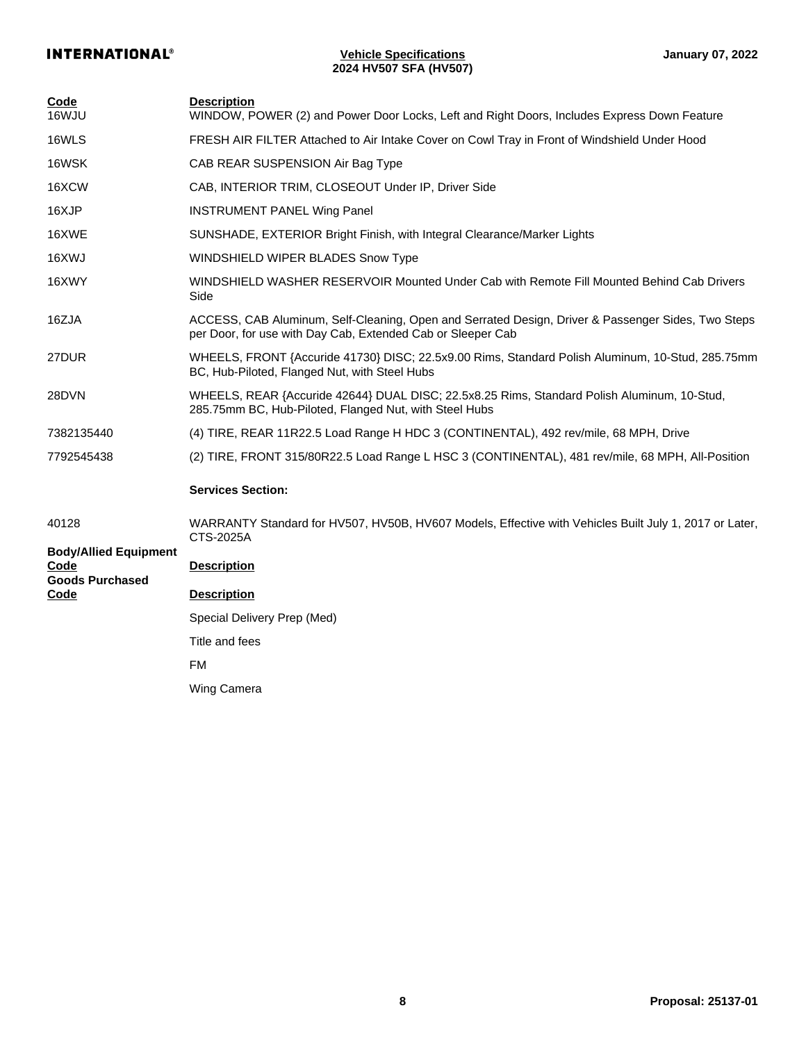| Code | Description |
| --- | --- |
| 16WJU | WINDOW, POWER (2) and Power Door Locks, Left and Right Doors, Includes Express Down Feature |
| 16WLS | FRESH AIR FILTER Attached to Air Intake Cover on Cowl Tray in Front of Windshield Under Hood |
| 16WSK | CAB REAR SUSPENSION Air Bag Type |
| 16XCW | CAB, INTERIOR TRIM, CLOSEOUT Under IP, Driver Side |
| 16XJP | INSTRUMENT PANEL Wing Panel |
| 16XWE | SUNSHADE, EXTERIOR Bright Finish, with Integral Clearance/Marker Lights |
| 16XWJ | WINDSHIELD WIPER BLADES Snow Type |
| 16XWY | WINDSHIELD WASHER RESERVOIR Mounted Under Cab with Remote Fill Mounted Behind Cab Drivers Side |
| 16ZJA | ACCESS, CAB Aluminum, Self-Cleaning, Open and Serrated Design, Driver & Passenger Sides, Two Steps per Door, for use with Day Cab, Extended Cab or Sleeper Cab |
| 27DUR | WHEELS, FRONT {Accuride 41730} DISC; 22.5x9.00 Rims, Standard Polish Aluminum, 10-Stud, 285.75mm BC, Hub-Piloted, Flanged Nut, with Steel Hubs |
| 28DVN | WHEELS, REAR {Accuride 42644} DUAL DISC; 22.5x8.25 Rims, Standard Polish Aluminum, 10-Stud, 285.75mm BC, Hub-Piloted, Flanged Nut, with Steel Hubs |
| 7382135440 | (4) TIRE, REAR 11R22.5 Load Range H HDC 3 (CONTINENTAL), 492 rev/mile, 68 MPH, Drive |
| 7792545438 | (2) TIRE, FRONT 315/80R22.5 Load Range L HSC 3 (CONTINENTAL), 481 rev/mile, 68 MPH, All-Position |

**Services Section:**

| Code | Description |
| --- | --- |
| 40128 | WARRANTY Standard for HV507, HV50B, HV607 Models, Effective with Vehicles Built July 1, 2017 or Later, CTS-2025A |

**Body/Allied Equipment**

| Code | Description |
| --- | --- |

**Goods Purchased**

| Code | Description |
| --- | --- |
| | Special Delivery Prep (Med) |
| | Title and fees |
| | FM |
| | Wing Camera |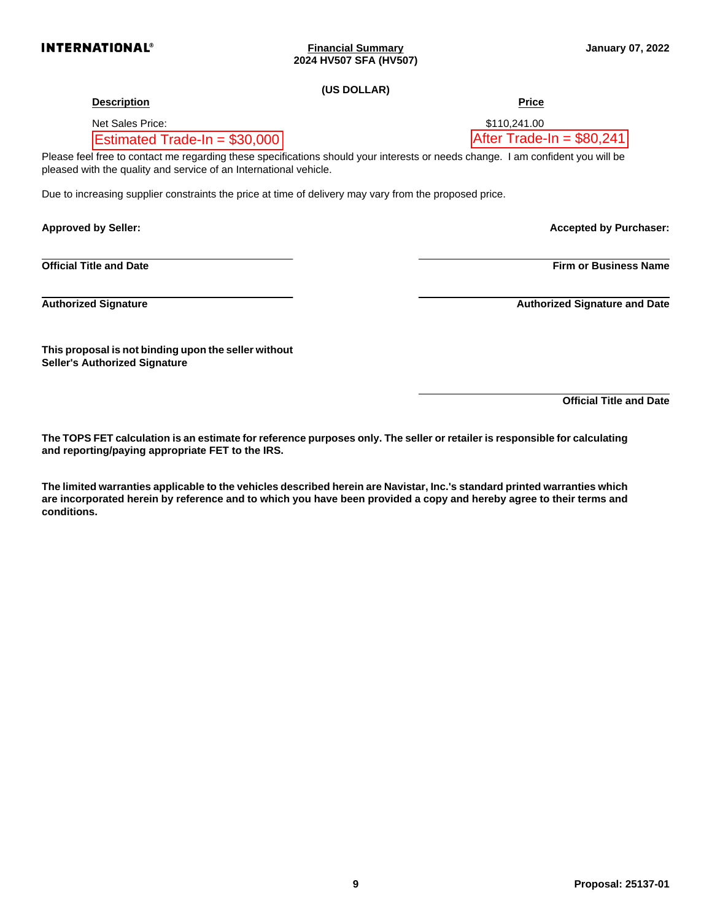INTERNATIONAL®

**Financial Summary**
**2024 HV507 SFA (HV507)**

**January 07, 2022**

**(US DOLLAR)**

| Description | Price |
|---|---|
| Net Sales Price: | $110,241.00 |
| Estimated Trade-In = $30,000 | After Trade-In = $80,241 |

Please feel free to contact me regarding these specifications should your interests or needs change. I am confident you will be pleased with the quality and service of an International vehicle.

Due to increasing supplier constraints the price at time of delivery may vary from the proposed price.

**Approved by Seller:**

**Official Title and Date**

**Authorized Signature**

**This proposal is not binding upon the seller without Seller's Authorized Signature**

**Accepted by Purchaser:**

**Firm or Business Name**

**Authorized Signature and Date**

**Official Title and Date**

**The TOPS FET calculation is an estimate for reference purposes only. The seller or retailer is responsible for calculating and reporting/paying appropriate FET to the IRS.**

**The limited warranties applicable to the vehicles described herein are Navistar, Inc.'s standard printed warranties which are incorporated herein by reference and to which you have been provided a copy and hereby agree to their terms and conditions.**

**Proposal: 25137-01**